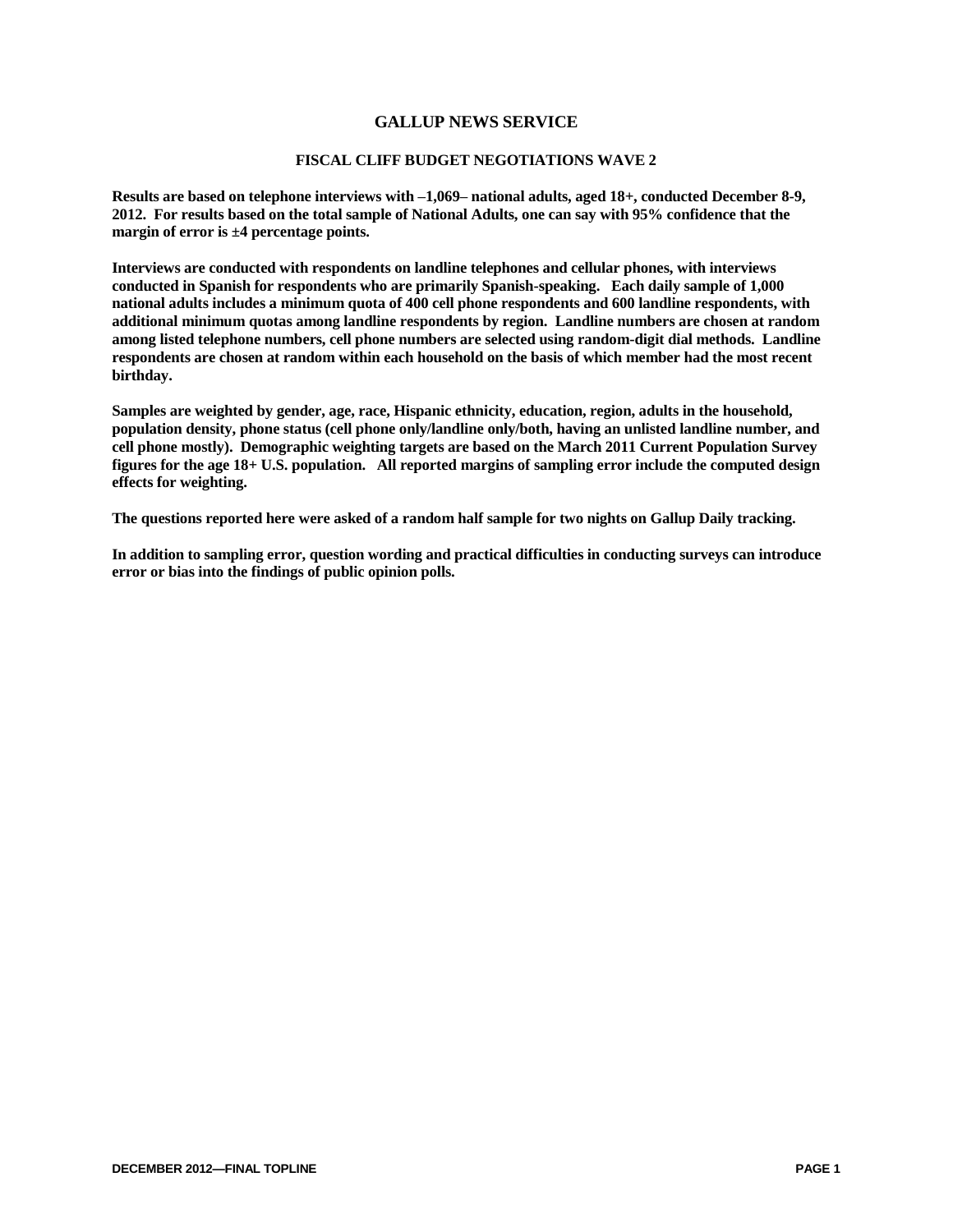# GALLUP NEWS SERVICE

## FISCAL CLIFF BUDGET NEGOTIATIONS WAVE 2

**Results are based on telephone interviews with –1,069– national adults, aged 18+, conducted December 8-9, 2012. For results based on the total sample of National Adults, one can say with 95% confidence that the margin of error is ±4 percentage points.**

**Interviews are conducted with respondents on landline telephones and cellular phones, with interviews conducted in Spanish for respondents who are primarily Spanish-speaking. Each daily sample of 1,000 national adults includes a minimum quota of 400 cell phone respondents and 600 landline respondents, with additional minimum quotas among landline respondents by region. Landline numbers are chosen at random among listed telephone numbers, cell phone numbers are selected using random-digit dial methods. Landline respondents are chosen at random within each household on the basis of which member had the most recent birthday.**

**Samples are weighted by gender, age, race, Hispanic ethnicity, education, region, adults in the household, population density, phone status (cell phone only/landline only/both, having an unlisted landline number, and cell phone mostly). Demographic weighting targets are based on the March 2011 Current Population Survey figures for the age 18+ U.S. population. All reported margins of sampling error include the computed design effects for weighting.**

**The questions reported here were asked of a random half sample for two nights on Gallup Daily tracking.**

**In addition to sampling error, question wording and practical difficulties in conducting surveys can introduce error or bias into the findings of public opinion polls.**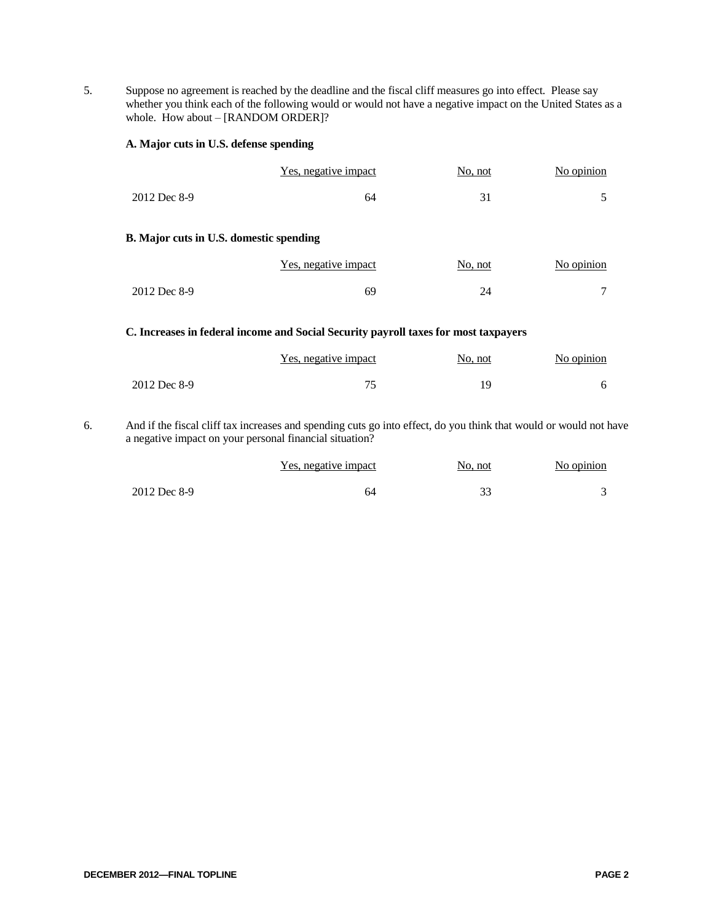5. Suppose no agreement is reached by the deadline and the fiscal cliff measures go into effect. Please say whether you think each of the following would or would not have a negative impact on the United States as a whole. How about – [RANDOM ORDER]?

**A. Major cuts in U.S. defense spending**

| | Yes, negative impact | No, not | No opinion |
|---|---|---|---|
| 2012 Dec 8-9 | 64 | 31 | 5 |

**B. Major cuts in U.S. domestic spending**

| | Yes, negative impact | No, not | No opinion |
|---|---|---|---|
| 2012 Dec 8-9 | 69 | 24 | 7 |

**C. Increases in federal income and Social Security payroll taxes for most taxpayers**

| | Yes, negative impact | No, not | No opinion |
|---|---|---|---|
| 2012 Dec 8-9 | 75 | 19 | 6 |

6. And if the fiscal cliff tax increases and spending cuts go into effect, do you think that would or would not have a negative impact on your personal financial situation?

| | Yes, negative impact | No, not | No opinion |
|---|---|---|---|
| 2012 Dec 8-9 | 64 | 33 | 3 |